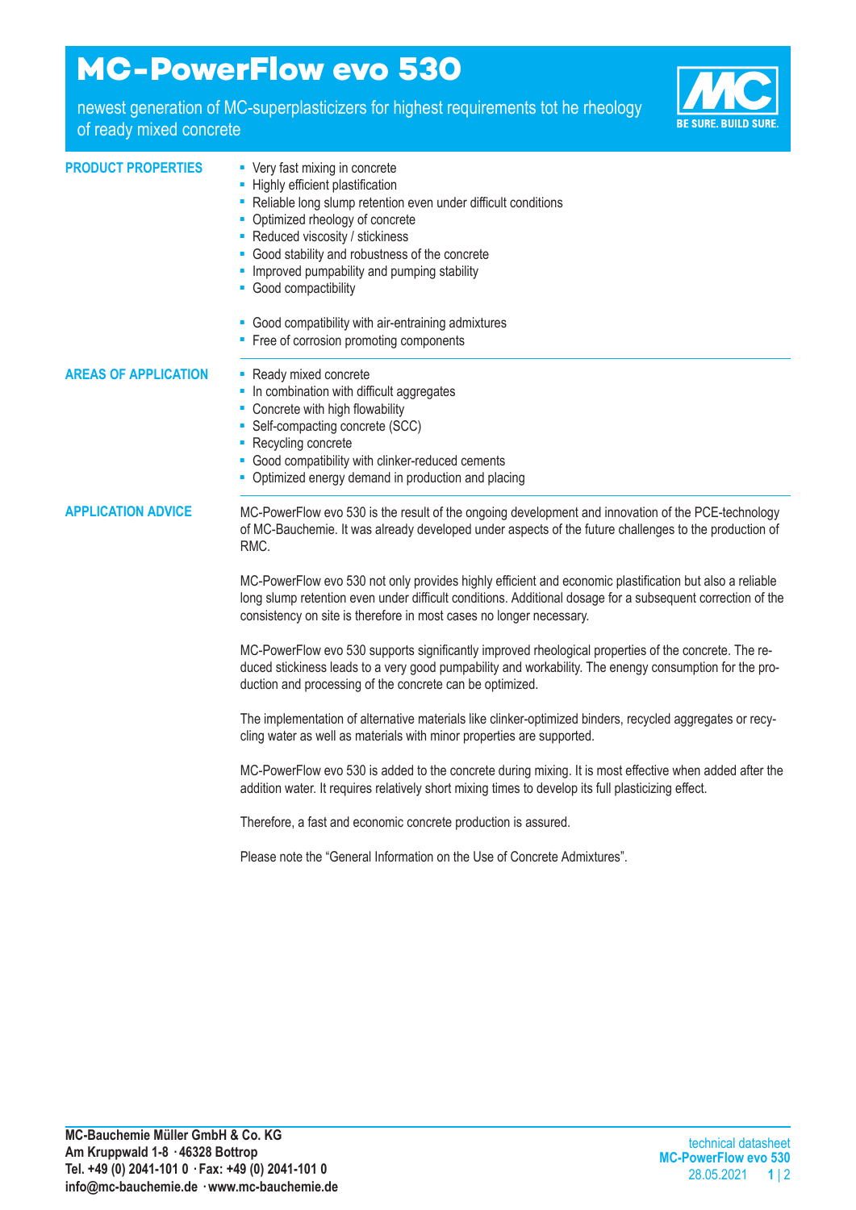# MC-PowerFlow evo 530

newest generation of MC-superplasticizers for highest requirements tot he rheology of ready mixed concrete

BE SURE. BUILD SURE.

## PRODUCT PROPERTIES

- Very fast mixing in concrete
- Highly efficient plastification
- Reliable long slump retention even under difficult conditions
- Optimized rheology of concrete
- Reduced viscosity / stickiness
- Good stability and robustness of the concrete
- Improved pumpability and pumping stability
- Good compactibility

- Good compatibility with air-entraining admixtures
- Free of corrosion promoting components

## AREAS OF APPLICATION

- Ready mixed concrete
- In combination with difficult aggregates
- Concrete with high flowability
- Self-compacting concrete (SCC)
- Recycling concrete
- Good compatibility with clinker-reduced cements
- Optimized energy demand in production and placing

## APPLICATION ADVICE

MC-PowerFlow evo 530 is the result of the ongoing development and innovation of the PCE-technology of MC-Bauchemie. It was already developed under aspects of the future challenges to the production of RMC.

MC-PowerFlow evo 530 not only provides highly efficient and economic plastification but also a reliable long slump retention even under difficult conditions. Additional dosage for a subsequent correction of the consistency on site is therefore in most cases no longer necessary.

MC-PowerFlow evo 530 supports significantly improved rheological properties of the concrete. The reduced stickiness leads to a very good pumpability and workability. The enegy consumption for the production and processing of the concrete can be optimized.

The implementation of alternative materials like clinker-optimized binders, recycled aggregates or recycling water as well as materials with minor properties are supported.

MC-PowerFlow evo 530 is added to the concrete during mixing. It is most effective when added after the addition water. It requires relatively short mixing times to develop its full plasticizing effect.

Therefore, a fast and economic concrete production is assured.

Please note the "General Information on the Use of Concrete Admixtures".

**MC-Bauchemie Müller GmbH & Co. KG**
**Am Kruppwald 1-8 · 46328 Bottrop**
**Tel. +49 (0) 2041-101 0 · Fax: +49 (0) 2041-101 0**
**info@mc-bauchemie.de · www.mc-bauchemie.de**

technical datasheet
**MC-PowerFlow evo 530**
28.05.2021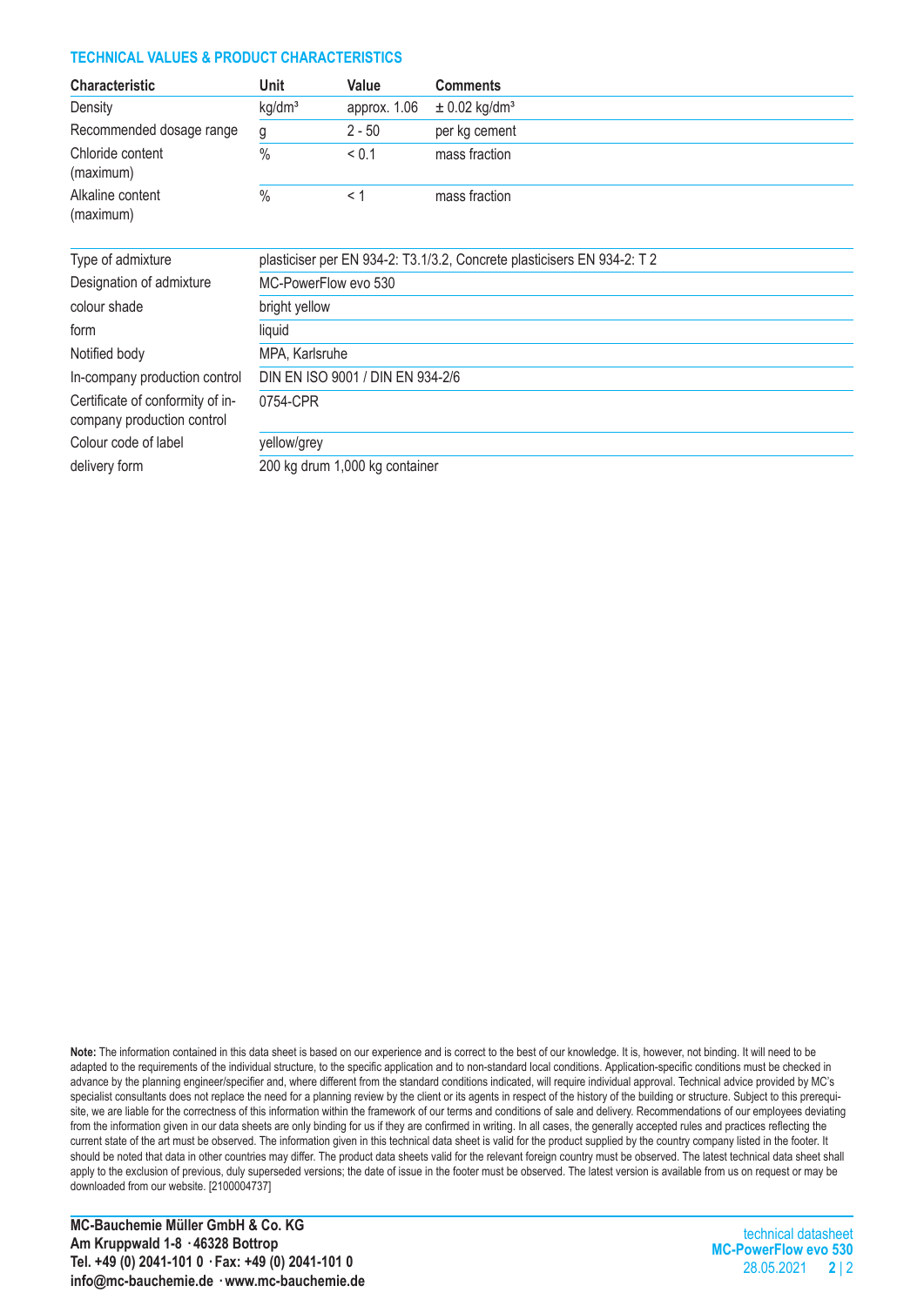## TECHNICAL VALUES & PRODUCT CHARACTERISTICS

| Characteristic | Unit | Value | Comments |
|---|---|---|---|
| Density | kg/dm³ | approx. 1.06 | ± 0.02 kg/dm³ |
| Recommended dosage range | g | 2 - 50 | per kg cement |
| Chloride content (maximum) | % | < 0.1 | mass fraction |
| Alkaline content (maximum) | % | < 1 | mass fraction |

| | |
|---|---|
| Type of admixture | plasticiser per EN 934-2: T3.1/3.2, Concrete plasticisers EN 934-2: T 2 |
| Designation of admixture | MC-PowerFlow evo 530 |
| colour shade | bright yellow |
| form | liquid |
| Notified body | MPA, Karlsruhe |
| In-company production control | DIN EN ISO 9001 / DIN EN 934-2/6 |
| Certificate of conformity of in-company production control | 0754-CPR |
| Colour code of label | yellow/grey |
| delivery form | 200 kg drum 1,000 kg container |

**Note:** The information contained in this data sheet is based on our experience and is correct to the best of our knowledge. It is, however, not binding. It will need to be adapted to the requirements of the individual structure, to the specific application and to non-standard local conditions. Application-specific conditions must be checked in advance by the planning engineer/specifier and, where different from the standard conditions indicated, will require individual approval. Technical advice provided by MC's specialist consultants does not replace the need for a planning review by the client or its agents in respect of the history of the building or structure. Subject to this prerequisite, we are liable for the correctness of this information within the framework of our terms and conditions of sale and delivery. Recommendations of our employees deviating from the information given in our data sheets are only binding for us if they are confirmed in writing. In all cases, the generally accepted rules and practices reflecting the current state of the art must be observed. The information given in this technical data sheet is valid for the product supplied by the country company listed in the footer. It should be noted that data in other countries may differ. The product data sheets valid for the relevant foreign country must be observed. The latest technical data sheet shall apply to the exclusion of previous, duly superseded versions; the date of issue in the footer must be observed. The latest version is available from us on request or may be downloaded from our website. [2100004737]

**MC-Bauchemie Müller GmbH & Co. KG**
**Am Kruppwald 1-8 · 46328 Bottrop**
**Tel. +49 (0) 2041-101 0 · Fax: +49 (0) 2041-101 0**
**info@mc-bauchemie.de · www.mc-bauchemie.de**

technical datasheet
**MC-PowerFlow evo 530**
28.05.2021